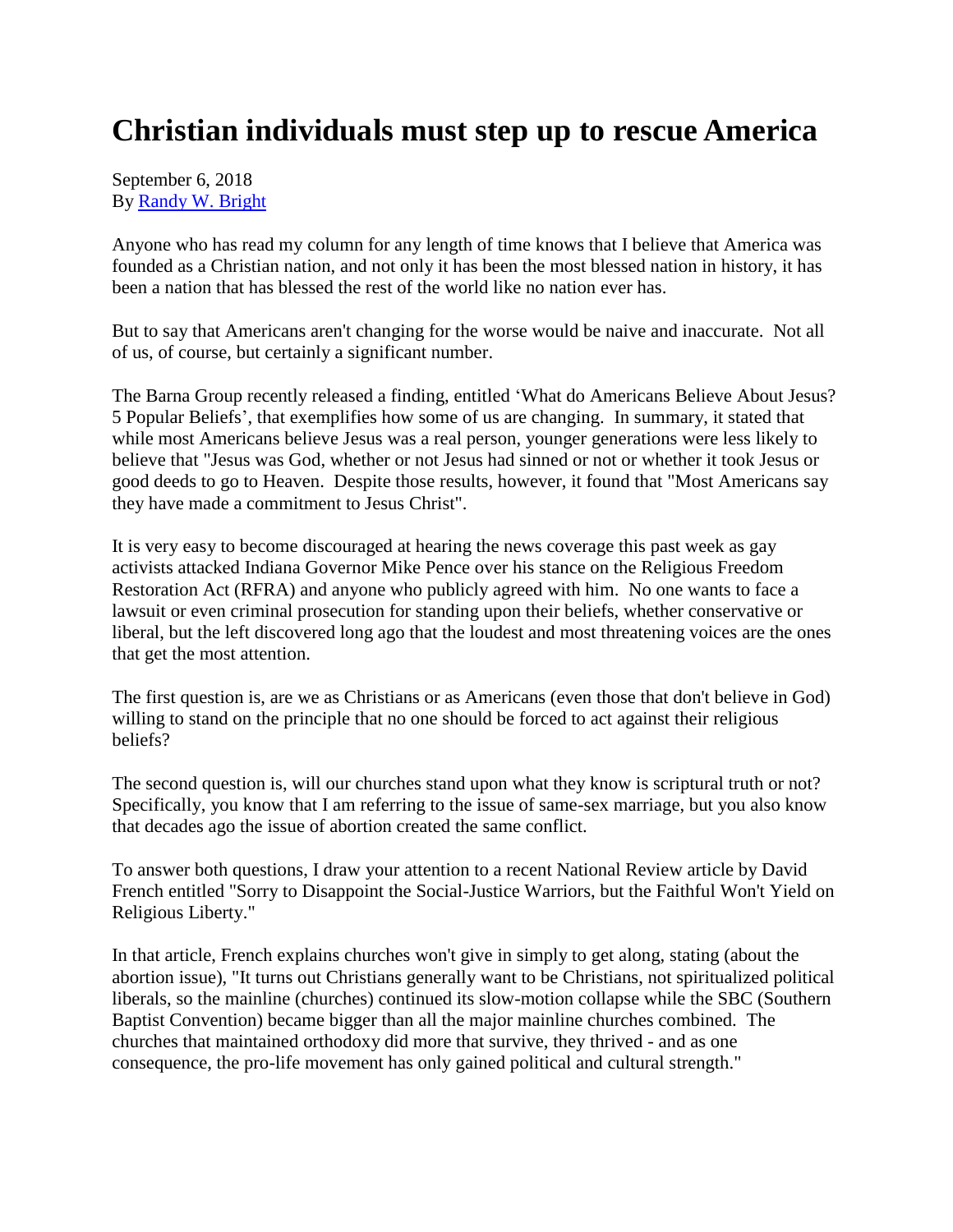# Christian individuals must step up to rescue America

September 6, 2018
By Randy W. Bright

Anyone who has read my column for any length of time knows that I believe that America was founded as a Christian nation, and not only it has been the most blessed nation in history, it has been a nation that has blessed the rest of the world like no nation ever has.

But to say that Americans aren't changing for the worse would be naive and inaccurate. Not all of us, of course, but certainly a significant number.

The Barna Group recently released a finding, entitled 'What do Americans Believe About Jesus? 5 Popular Beliefs', that exemplifies how some of us are changing. In summary, it stated that while most Americans believe Jesus was a real person, younger generations were less likely to believe that "Jesus was God, whether or not Jesus had sinned or not or whether it took Jesus or good deeds to go to Heaven. Despite those results, however, it found that "Most Americans say they have made a commitment to Jesus Christ".

It is very easy to become discouraged at hearing the news coverage this past week as gay activists attacked Indiana Governor Mike Pence over his stance on the Religious Freedom Restoration Act (RFRA) and anyone who publicly agreed with him. No one wants to face a lawsuit or even criminal prosecution for standing upon their beliefs, whether conservative or liberal, but the left discovered long ago that the loudest and most threatening voices are the ones that get the most attention.

The first question is, are we as Christians or as Americans (even those that don't believe in God) willing to stand on the principle that no one should be forced to act against their religious beliefs?

The second question is, will our churches stand upon what they know is scriptural truth or not? Specifically, you know that I am referring to the issue of same-sex marriage, but you also know that decades ago the issue of abortion created the same conflict.

To answer both questions, I draw your attention to a recent National Review article by David French entitled "Sorry to Disappoint the Social-Justice Warriors, but the Faithful Won't Yield on Religious Liberty."

In that article, French explains churches won't give in simply to get along, stating (about the abortion issue), "It turns out Christians generally want to be Christians, not spiritualized political liberals, so the mainline (churches) continued its slow-motion collapse while the SBC (Southern Baptist Convention) became bigger than all the major mainline churches combined. The churches that maintained orthodoxy did more that survive, they thrived - and as one consequence, the pro-life movement has only gained political and cultural strength."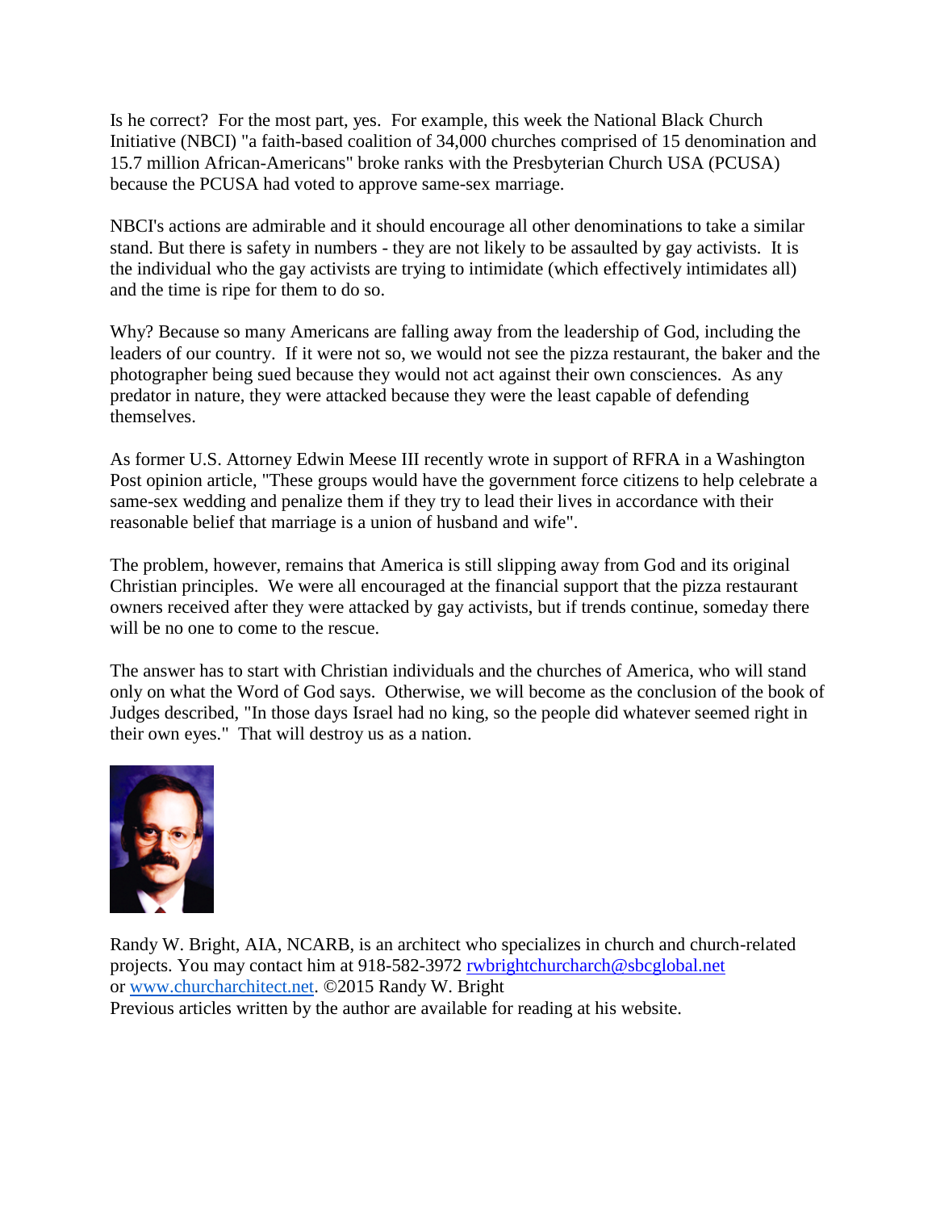Is he correct? For the most part, yes. For example, this week the National Black Church Initiative (NBCI) "a faith-based coalition of 34,000 churches comprised of 15 denomination and 15.7 million African-Americans" broke ranks with the Presbyterian Church USA (PCUSA) because the PCUSA had voted to approve same-sex marriage.

NBCI's actions are admirable and it should encourage all other denominations to take a similar stand. But there is safety in numbers - they are not likely to be assaulted by gay activists. It is the individual who the gay activists are trying to intimidate (which effectively intimidates all) and the time is ripe for them to do so.

Why? Because so many Americans are falling away from the leadership of God, including the leaders of our country. If it were not so, we would not see the pizza restaurant, the baker and the photographer being sued because they would not act against their own consciences. As any predator in nature, they were attacked because they were the least capable of defending themselves.

As former U.S. Attorney Edwin Meese III recently wrote in support of RFRA in a Washington Post opinion article, "These groups would have the government force citizens to help celebrate a same-sex wedding and penalize them if they try to lead their lives in accordance with their reasonable belief that marriage is a union of husband and wife".

The problem, however, remains that America is still slipping away from God and its original Christian principles. We were all encouraged at the financial support that the pizza restaurant owners received after they were attacked by gay activists, but if trends continue, someday there will be no one to come to the rescue.

The answer has to start with Christian individuals and the churches of America, who will stand only on what the Word of God says. Otherwise, we will become as the conclusion of the book of Judges described, "In those days Israel had no king, so the people did whatever seemed right in their own eyes." That will destroy us as a nation.

Randy W. Bright, AIA, NCARB, is an architect who specializes in church and church-related projects. You may contact him at 918-582-3972 rwbrightchurcharch@sbcglobal.net or www.churcharchitect.net. ©2015 Randy W. Bright
Previous articles written by the author are available for reading at his website.